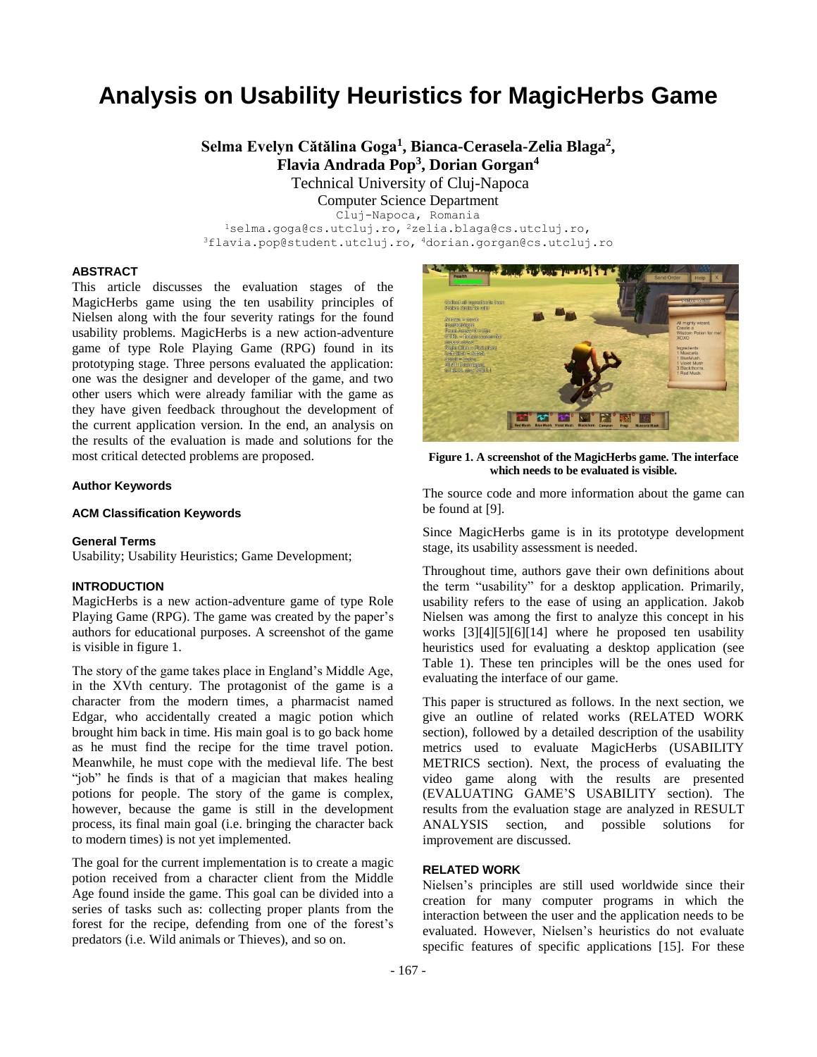# Analysis on Usability Heuristics for MagicHerbs Game

**Selma Evelyn Cătălina Goga[1], Bianca-Cerasela-Zelia Blaga[2], Flavia Andrada Pop[3], Dorian Gorgan[4]**

Technical University of Cluj-Napoca

Computer Science Department

Cluj-Napoca, Romania

[1]selma.goga@cs.utcluj.ro, [2]zelia.blaga@cs.utcluj.ro, [3]flavia.pop@student.utcluj.ro, [4]dorian.gorgan@cs.utcluj.ro

### ABSTRACT

This article discusses the evaluation stages of the MagicHerbs game using the ten usability principles of Nielsen along with the four severity ratings for the found usability problems. MagicHerbs is a new action-adventure game of type Role Playing Game (RPG) found in its prototyping stage. Three persons evaluated the application: one was the designer and developer of the game, and two other users which were already familiar with the game as they have given feedback throughout the development of the current application version. In the end, an analysis on the results of the evaluation is made and solutions for the most critical detected problems are proposed.

### Author Keywords

### ACM Classification Keywords

### General Terms

Usability; Usability Heuristics; Game Development;

### INTRODUCTION

MagicHerbs is a new action-adventure game of type Role Playing Game (RPG). The game was created by the paper's authors for educational purposes. A screenshot of the game is visible in figure 1.

The story of the game takes place in England's Middle Age, in the XVth century. The protagonist of the game is a character from the modern times, a pharmacist named Edgar, who accidentally created a magic potion which brought him back in time. His main goal is to go back home as he must find the recipe for the time travel potion. Meanwhile, he must cope with the medieval life. The best "job" he finds is that of a magician that makes healing potions for people. The story of the game is complex, however, because the game is still in the development process, its final main goal (i.e. bringing the character back to modern times) is not yet implemented.

The goal for the current implementation is to create a magic potion received from a character client from the Middle Age found inside the game. This goal can be divided into a series of tasks such as: collecting proper plants from the forest for the recipe, defending from one of the forest's predators (i.e. Wild animals or Thieves), and so on.

**Figure 1. A screenshot of the MagicHerbs game. The interface which needs to be evaluated is visible.**

The source code and more information about the game can be found at [9].

Since MagicHerbs game is in its prototype development stage, its usability assessment is needed.

Throughout time, authors gave their own definitions about the term "usability" for a desktop application. Primarily, usability refers to the ease of using an application. Jakob Nielsen was among the first to analyze this concept in his works [3][4][5][6][14] where he proposed ten usability heuristics used for evaluating a desktop application (see Table 1). These ten principles will be the ones used for evaluating the interface of our game.

This paper is structured as follows. In the next section, we give an outline of related works (RELATED WORK section), followed by a detailed description of the usability metrics used to evaluate MagicHerbs (USABILITY METRICS section). Next, the process of evaluating the video game along with the results are presented (EVALUATING GAME'S USABILITY section). The results from the evaluation stage are analyzed in RESULT ANALYSIS section, and possible solutions for improvement are discussed.

### RELATED WORK

Nielsen's principles are still used worldwide since their creation for many computer programs in which the interaction between the user and the application needs to be evaluated. However, Nielsen's heuristics do not evaluate specific features of specific applications [15]. For these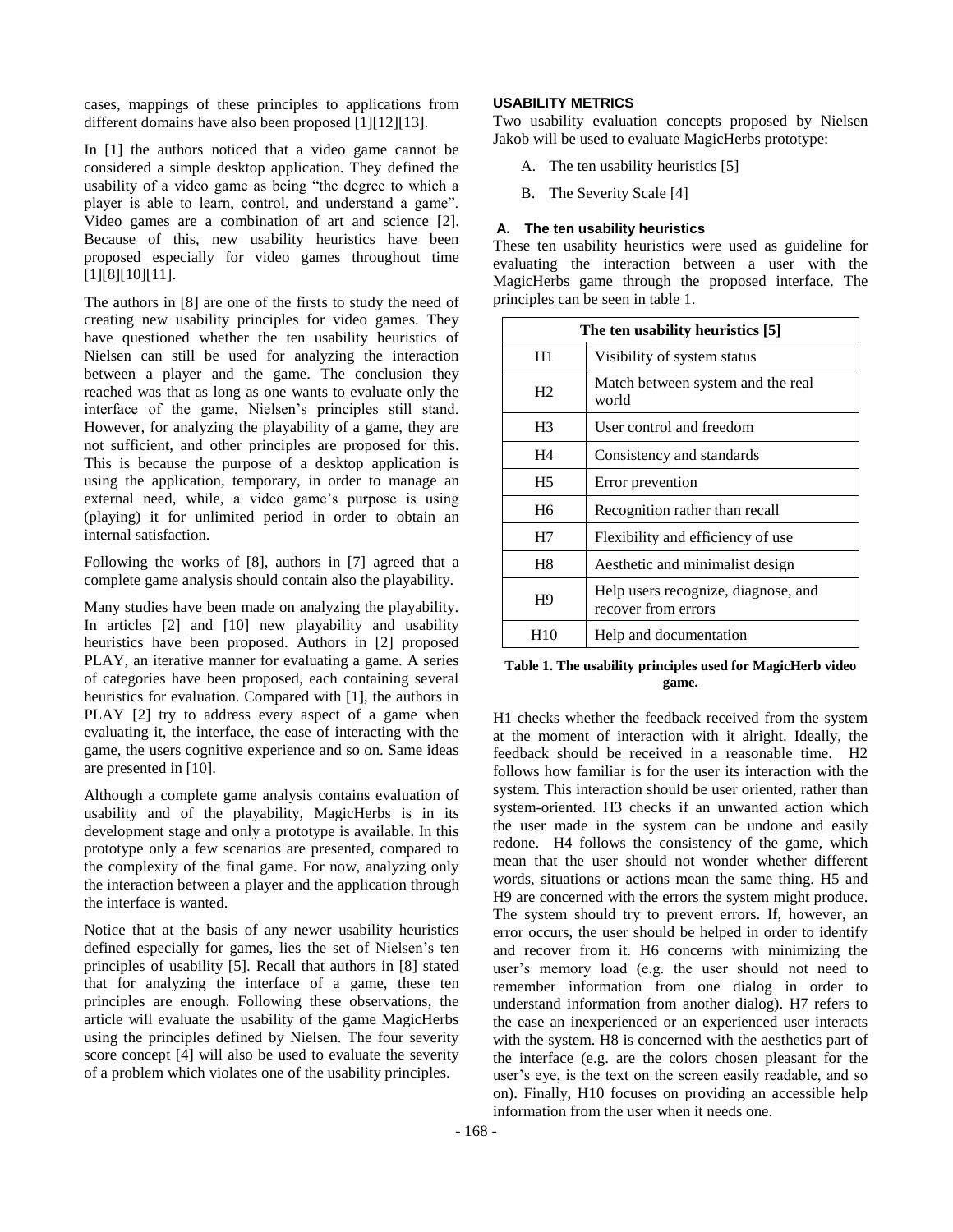cases, mappings of these principles to applications from different domains have also been proposed [1][12][13].

In [1] the authors noticed that a video game cannot be considered a simple desktop application. They defined the usability of a video game as being "the degree to which a player is able to learn, control, and understand a game". Video games are a combination of art and science [2]. Because of this, new usability heuristics have been proposed especially for video games throughout time [1][8][10][11].

The authors in [8] are one of the firsts to study the need of creating new usability principles for video games. They have questioned whether the ten usability heuristics of Nielsen can still be used for analyzing the interaction between a player and the game. The conclusion they reached was that as long as one wants to evaluate only the interface of the game, Nielsen's principles still stand. However, for analyzing the playability of a game, they are not sufficient, and other principles are proposed for this. This is because the purpose of a desktop application is using the application, temporary, in order to manage an external need, while, a video game's purpose is using (playing) it for unlimited period in order to obtain an internal satisfaction.

Following the works of [8], authors in [7] agreed that a complete game analysis should contain also the playability.

Many studies have been made on analyzing the playability. In articles [2] and [10] new playability and usability heuristics have been proposed. Authors in [2] proposed PLAY, an iterative manner for evaluating a game. A series of categories have been proposed, each containing several heuristics for evaluation. Compared with [1], the authors in PLAY [2] try to address every aspect of a game when evaluating it, the interface, the ease of interacting with the game, the users cognitive experience and so on. Same ideas are presented in [10].

Although a complete game analysis contains evaluation of usability and of the playability, MagicHerbs is in its development stage and only a prototype is available. In this prototype only a few scenarios are presented, compared to the complexity of the final game. For now, analyzing only the interaction between a player and the application through the interface is wanted.

Notice that at the basis of any newer usability heuristics defined especially for games, lies the set of Nielsen's ten principles of usability [5]. Recall that authors in [8] stated that for analyzing the interface of a game, these ten principles are enough. Following these observations, the article will evaluate the usability of the game MagicHerbs using the principles defined by Nielsen. The four severity score concept [4] will also be used to evaluate the severity of a problem which violates one of the usability principles.

## USABILITY METRICS

Two usability evaluation concepts proposed by Nielsen Jakob will be used to evaluate MagicHerbs prototype:

A. The ten usability heuristics [5]

B. The Severity Scale [4]

### A. The ten usability heuristics

These ten usability heuristics were used as guideline for evaluating the interaction between a user with the MagicHerbs game through the proposed interface. The principles can be seen in table 1.

| The ten usability heuristics [5] | |
|---|---|
| H1 | Visibility of system status |
| H2 | Match between system and the real world |
| H3 | User control and freedom |
| H4 | Consistency and standards |
| H5 | Error prevention |
| H6 | Recognition rather than recall |
| H7 | Flexibility and efficiency of use |
| H8 | Aesthetic and minimalist design |
| H9 | Help users recognize, diagnose, and recover from errors |
| H10 | Help and documentation |

**Table 1. The usability principles used for MagicHerb video game.**

H1 checks whether the feedback received from the system at the moment of interaction with it alright. Ideally, the feedback should be received in a reasonable time. H2 follows how familiar is for the user its interaction with the system. This interaction should be user oriented, rather than system-oriented. H3 checks if an unwanted action which the user made in the system can be undone and easily redone. H4 follows the consistency of the game, which mean that the user should not wonder whether different words, situations or actions mean the same thing. H5 and H9 are concerned with the errors the system might produce. The system should try to prevent errors. If, however, an error occurs, the user should be helped in order to identify and recover from it. H6 concerns with minimizing the user's memory load (e.g. the user should not need to remember information from one dialog in order to understand information from another dialog). H7 refers to the ease an inexperienced or an experienced user interacts with the system. H8 is concerned with the aesthetics part of the interface (e.g. are the colors chosen pleasant for the user's eye, is the text on the screen easily readable, and so on). Finally, H10 focuses on providing an accessible help information from the user when it needs one.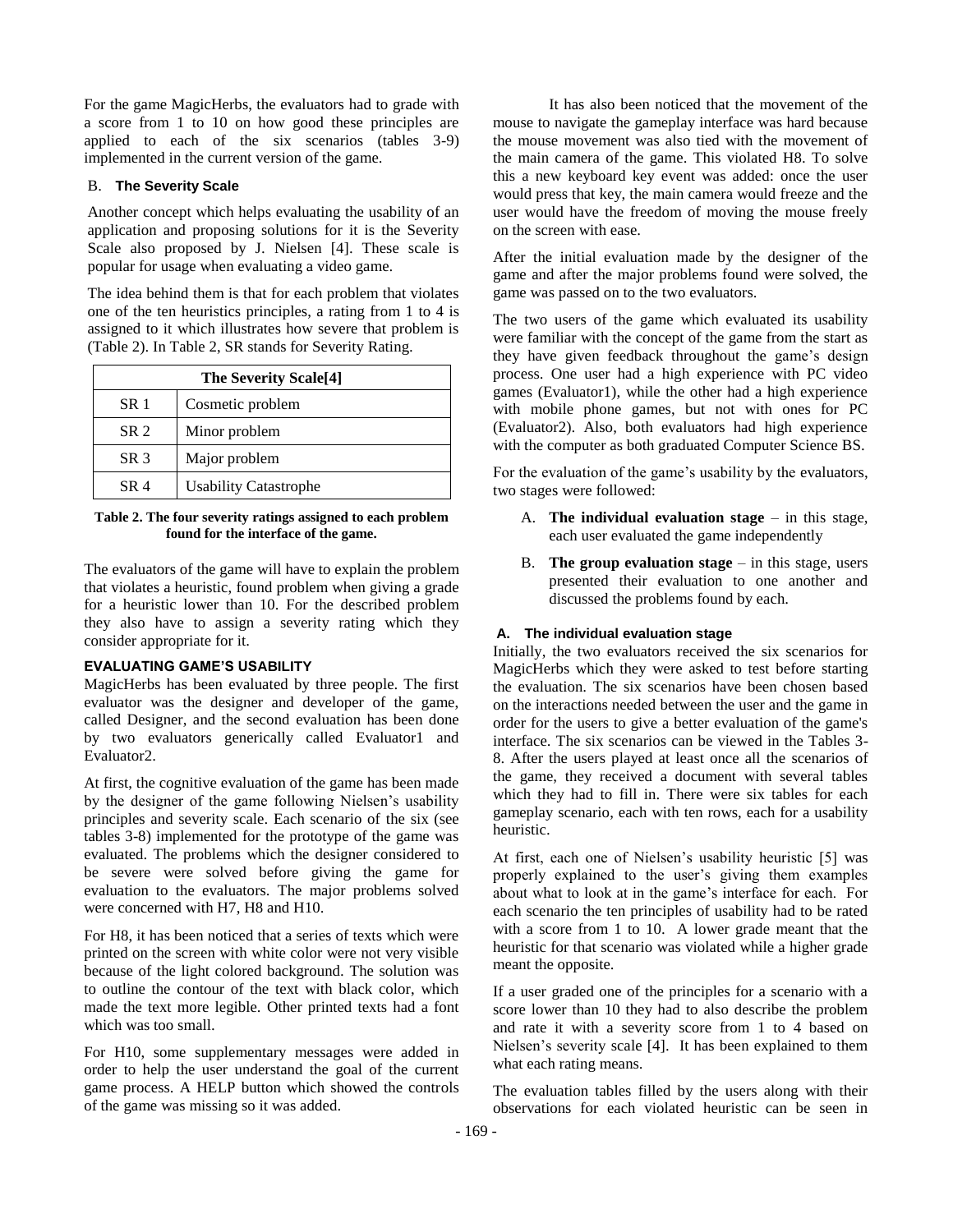For the game MagicHerbs, the evaluators had to grade with a score from 1 to 10 on how good these principles are applied to each of the six scenarios (tables 3-9) implemented in the current version of the game.

### B. The Severity Scale

Another concept which helps evaluating the usability of an application and proposing solutions for it is the Severity Scale also proposed by J. Nielsen [4]. These scale is popular for usage when evaluating a video game.

The idea behind them is that for each problem that violates one of the ten heuristics principles, a rating from 1 to 4 is assigned to it which illustrates how severe that problem is (Table 2). In Table 2, SR stands for Severity Rating.

| The Severity Scale[4] | |
|---|---|
| SR 1 | Cosmetic problem |
| SR 2 | Minor problem |
| SR 3 | Major problem |
| SR 4 | Usability Catastrophe |

**Table 2. The four severity ratings assigned to each problem found for the interface of the game.**

The evaluators of the game will have to explain the problem that violates a heuristic, found problem when giving a grade for a heuristic lower than 10. For the described problem they also have to assign a severity rating which they consider appropriate for it.

## EVALUATING GAME'S USABILITY

MagicHerbs has been evaluated by three people. The first evaluator was the designer and developer of the game, called Designer, and the second evaluation has been done by two evaluators generically called Evaluator1 and Evaluator2.

At first, the cognitive evaluation of the game has been made by the designer of the game following Nielsen's usability principles and severity scale. Each scenario of the six (see tables 3-8) implemented for the prototype of the game was evaluated. The problems which the designer considered to be severe were solved before giving the game for evaluation to the evaluators. The major problems solved were concerned with H7, H8 and H10.

For H8, it has been noticed that a series of texts which were printed on the screen with white color were not very visible because of the light colored background. The solution was to outline the contour of the text with black color, which made the text more legible. Other printed texts had a font which was too small.

For H10, some supplementary messages were added in order to help the user understand the goal of the current game process. A HELP button which showed the controls of the game was missing so it was added.

It has also been noticed that the movement of the mouse to navigate the gameplay interface was hard because the mouse movement was also tied with the movement of the main camera of the game. This violated H8. To solve this a new keyboard key event was added: once the user would press that key, the main camera would freeze and the user would have the freedom of moving the mouse freely on the screen with ease.

After the initial evaluation made by the designer of the game and after the major problems found were solved, the game was passed on to the two evaluators.

The two users of the game which evaluated its usability were familiar with the concept of the game from the start as they have given feedback throughout the game's design process. One user had a high experience with PC video games (Evaluator1), while the other had a high experience with mobile phone games, but not with ones for PC (Evaluator2). Also, both evaluators had high experience with the computer as both graduated Computer Science BS.

For the evaluation of the game's usability by the evaluators, two stages were followed:

A. **The individual evaluation stage** – in this stage, each user evaluated the game independently

B. **The group evaluation stage** – in this stage, users presented their evaluation to one another and discussed the problems found by each.

### A. The individual evaluation stage

Initially, the two evaluators received the six scenarios for MagicHerbs which they were asked to test before starting the evaluation. The six scenarios have been chosen based on the interactions needed between the user and the game in order for the users to give a better evaluation of the game's interface. The six scenarios can be viewed in the Tables 3-8. After the users played at least once all the scenarios of the game, they received a document with several tables which they had to fill in. There were six tables for each gameplay scenario, each with ten rows, each for a usability heuristic.

At first, each one of Nielsen's usability heuristic [5] was properly explained to the user's giving them examples about what to look at in the game's interface for each. For each scenario the ten principles of usability had to be rated with a score from 1 to 10. A lower grade meant that the heuristic for that scenario was violated while a higher grade meant the opposite.

If a user graded one of the principles for a scenario with a score lower than 10 they had to also describe the problem and rate it with a severity score from 1 to 4 based on Nielsen's severity scale [4]. It has been explained to them what each rating means.

The evaluation tables filled by the users along with their observations for each violated heuristic can be seen in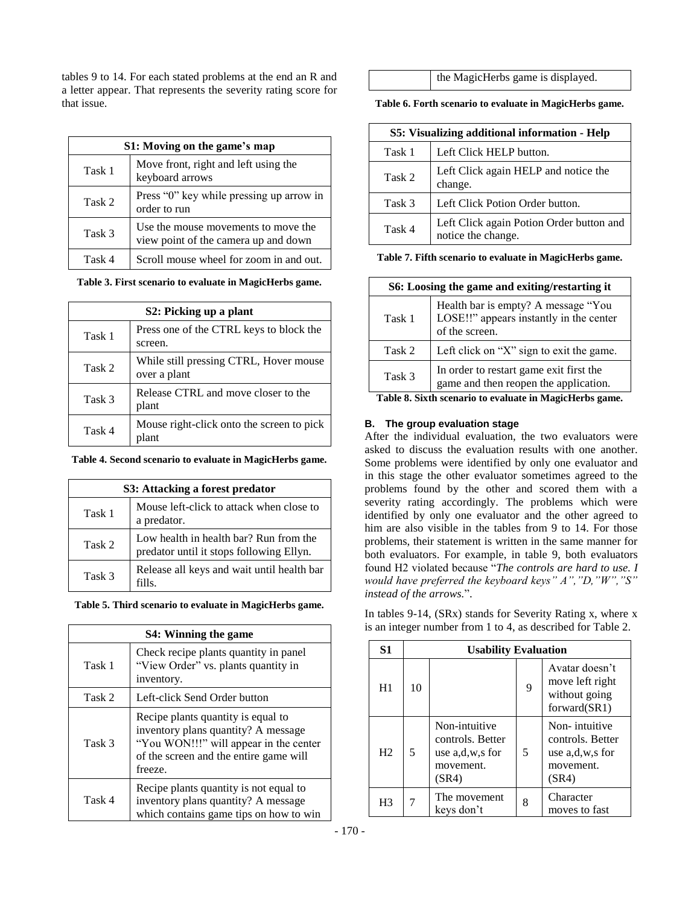tables 9 to 14. For each stated problems at the end an R and a letter appear. That represents the severity rating score for that issue.

| S1: Moving on the game's map | |
|---|---|
| Task 1 | Move front, right and left using the keyboard arrows |
| Task 2 | Press "0" key while pressing up arrow in order to run |
| Task 3 | Use the mouse movements to move the view point of the camera up and down |
| Task 4 | Scroll mouse wheel for zoom in and out. |

**Table 3. First scenario to evaluate in MagicHerbs game.**

| S2: Picking up a plant | |
|---|---|
| Task 1 | Press one of the CTRL keys to block the screen. |
| Task 2 | While still pressing CTRL, Hover mouse over a plant |
| Task 3 | Release CTRL and move closer to the plant |
| Task 4 | Mouse right-click onto the screen to pick plant |

**Table 4. Second scenario to evaluate in MagicHerbs game.**

| S3: Attacking a forest predator | |
|---|---|
| Task 1 | Mouse left-click to attack when close to a predator. |
| Task 2 | Low health in health bar? Run from the predator until it stops following Ellyn. |
| Task 3 | Release all keys and wait until health bar fills. |

**Table 5. Third scenario to evaluate in MagicHerbs game.**

| S4: Winning the game | |
|---|---|
| Task 1 | Check recipe plants quantity in panel "View Order" vs. plants quantity in inventory. |
| Task 2 | Left-click Send Order button |
| Task 3 | Recipe plants quantity is equal to inventory plans quantity? A message "You WON!!!" will appear in the center of the screen and the entire game will freeze. |
| Task 4 | Recipe plants quantity is not equal to inventory plans quantity? A message which contains game tips on how to win the MagicHerbs game is displayed. |

**Table 6. Forth scenario to evaluate in MagicHerbs game.**

| S5: Visualizing additional information - Help | |
|---|---|
| Task 1 | Left Click HELP button. |
| Task 2 | Left Click again HELP and notice the change. |
| Task 3 | Left Click Potion Order button. |
| Task 4 | Left Click again Potion Order button and notice the change. |

**Table 7. Fifth scenario to evaluate in MagicHerbs game.**

| S6: Loosing the game and exiting/restarting it | |
|---|---|
| Task 1 | Health bar is empty? A message "You LOSE!!" appears instantly in the center of the screen. |
| Task 2 | Left click on "X" sign to exit the game. |
| Task 3 | In order to restart game exit first the game and then reopen the application. |

**Table 8. Sixth scenario to evaluate in MagicHerbs game.**

### B. The group evaluation stage

After the individual evaluation, the two evaluators were asked to discuss the evaluation results with one another. Some problems were identified by only one evaluator and in this stage the other evaluator sometimes agreed to the problems found by the other and scored them with a severity rating accordingly. The problems which were identified by only one evaluator and the other agreed to him are also visible in the tables from 9 to 14. For those problems, their statement is written in the same manner for both evaluators. For example, in table 9, both evaluators found H2 violated because "*The controls are hard to use. I would have preferred the keyboard keys" A","D,"W","S" instead of the arrows.*".

In tables 9-14, (SRx) stands for Severity Rating x, where x is an integer number from 1 to 4, as described for Table 2.

| S1 | Usability Evaluation | | | |
|---|---|---|---|---|
| H1 | 10 | | 9 | Avatar doesn't move left right without going forward(SR1) |
| H2 | 5 | Non-intuitive controls. Better use a,d,w,s for movement. (SR4) | 5 | Non- intuitive controls. Better use a,d,w,s for movement. (SR4) |
| H3 | 7 | The movement keys don't | 8 | Character moves to fast |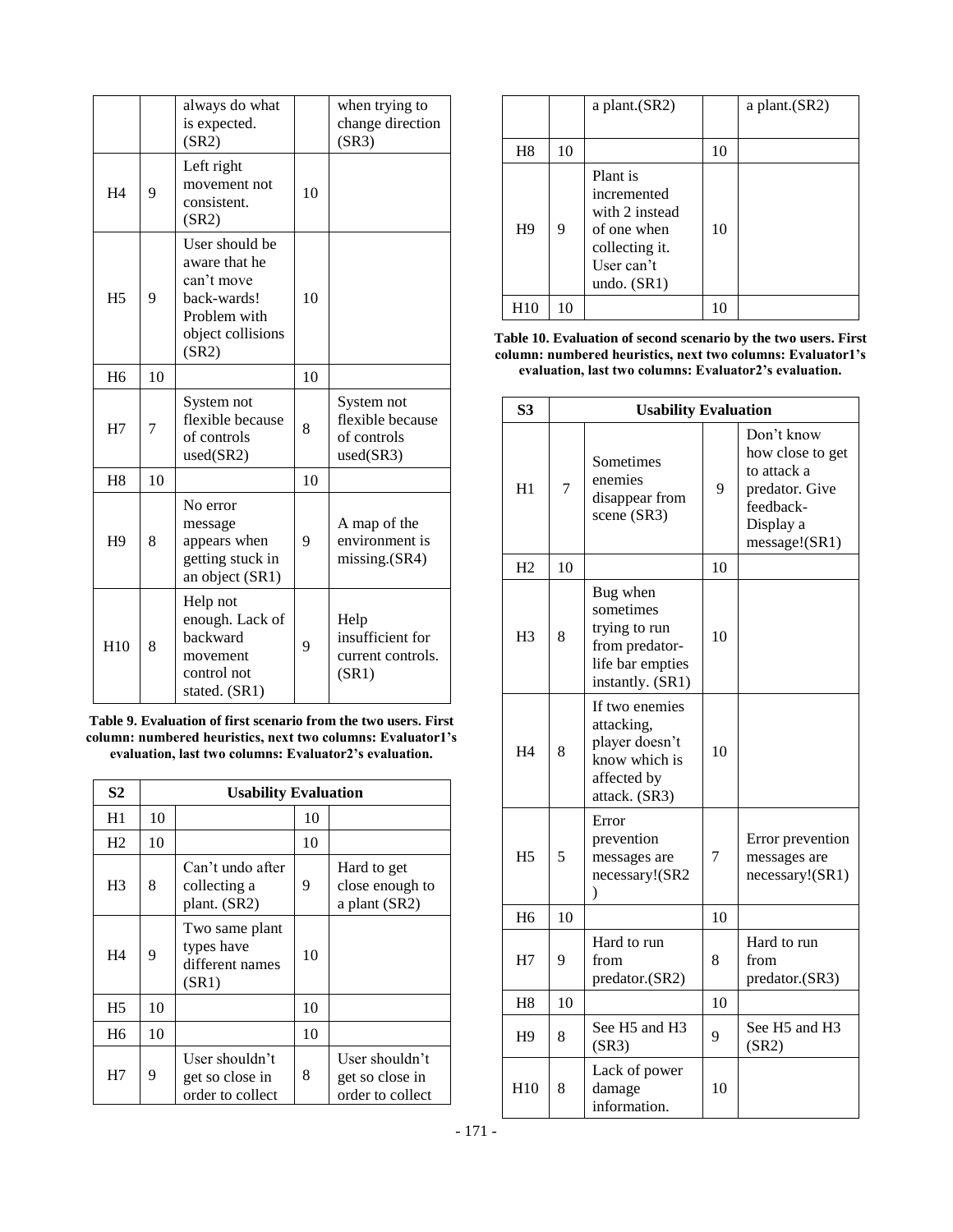| | | always do what is expected. (SR2) | | when trying to change direction (SR3) |
|---|---|---|---|---|
| H4 | 9 | Left right movement not consistent. (SR2) | 10 | |
| H5 | 9 | User should be aware that he can't move back-wards! Problem with object collisions (SR2) | 10 | |
| H6 | 10 | | 10 | |
| H7 | 7 | System not flexible because of controls used(SR2) | 8 | System not flexible because of controls used(SR3) |
| H8 | 10 | | 10 | |
| H9 | 8 | No error message appears when getting stuck in an object (SR1) | 9 | A map of the environment is missing.(SR4) |
| H10 | 8 | Help not enough. Lack of backward movement control not stated. (SR1) | 9 | Help insufficient for current controls. (SR1) |

**Table 9. Evaluation of first scenario from the two users. First column: numbered heuristics, next two columns: Evaluator1's evaluation, last two columns: Evaluator2's evaluation.**

| S2 | Usability Evaluation | | | |
|---|---|---|---|---|
| H1 | 10 | | 10 | |
| H2 | 10 | | 10 | |
| H3 | 8 | Can't undo after collecting a plant. (SR2) | 9 | Hard to get close enough to a plant (SR2) |
| H4 | 9 | Two same plant types have different names (SR1) | 10 | |
| H5 | 10 | | 10 | |
| H6 | 10 | | 10 | |
| H7 | 9 | User shouldn't get so close in order to collect a plant.(SR2) | 8 | User shouldn't get so close in order to collect a plant.(SR2) |
| H8 | 10 | | 10 | |
| H9 | 9 | Plant is incremented with 2 instead of one when collecting it. User can't undo. (SR1) | 10 | |
| H10 | 10 | | 10 | |

**Table 10. Evaluation of second scenario by the two users. First column: numbered heuristics, next two columns: Evaluator1's evaluation, last two columns: Evaluator2's evaluation.**

| S3 | Usability Evaluation | | | |
|---|---|---|---|---|
| H1 | 7 | Sometimes enemies disappear from scene (SR3) | 9 | Don't know how close to get to attack a predator. Give feedback-Display a message!(SR1) |
| H2 | 10 | | 10 | |
| H3 | 8 | Bug when sometimes trying to run from predator-life bar empties instantly. (SR1) | 10 | |
| H4 | 8 | If two enemies attacking, player doesn't know which is affected by attack. (SR3) | 10 | |
| H5 | 5 | Error prevention messages are necessary!(SR2) | 7 | Error prevention messages are necessary!(SR1) |
| H6 | 10 | | 10 | |
| H7 | 9 | Hard to run from predator.(SR2) | 8 | Hard to run from predator.(SR3) |
| H8 | 10 | | 10 | |
| H9 | 8 | See H5 and H3 (SR3) | 9 | See H5 and H3 (SR2) |
| H10 | 8 | Lack of power damage information. | 10 | |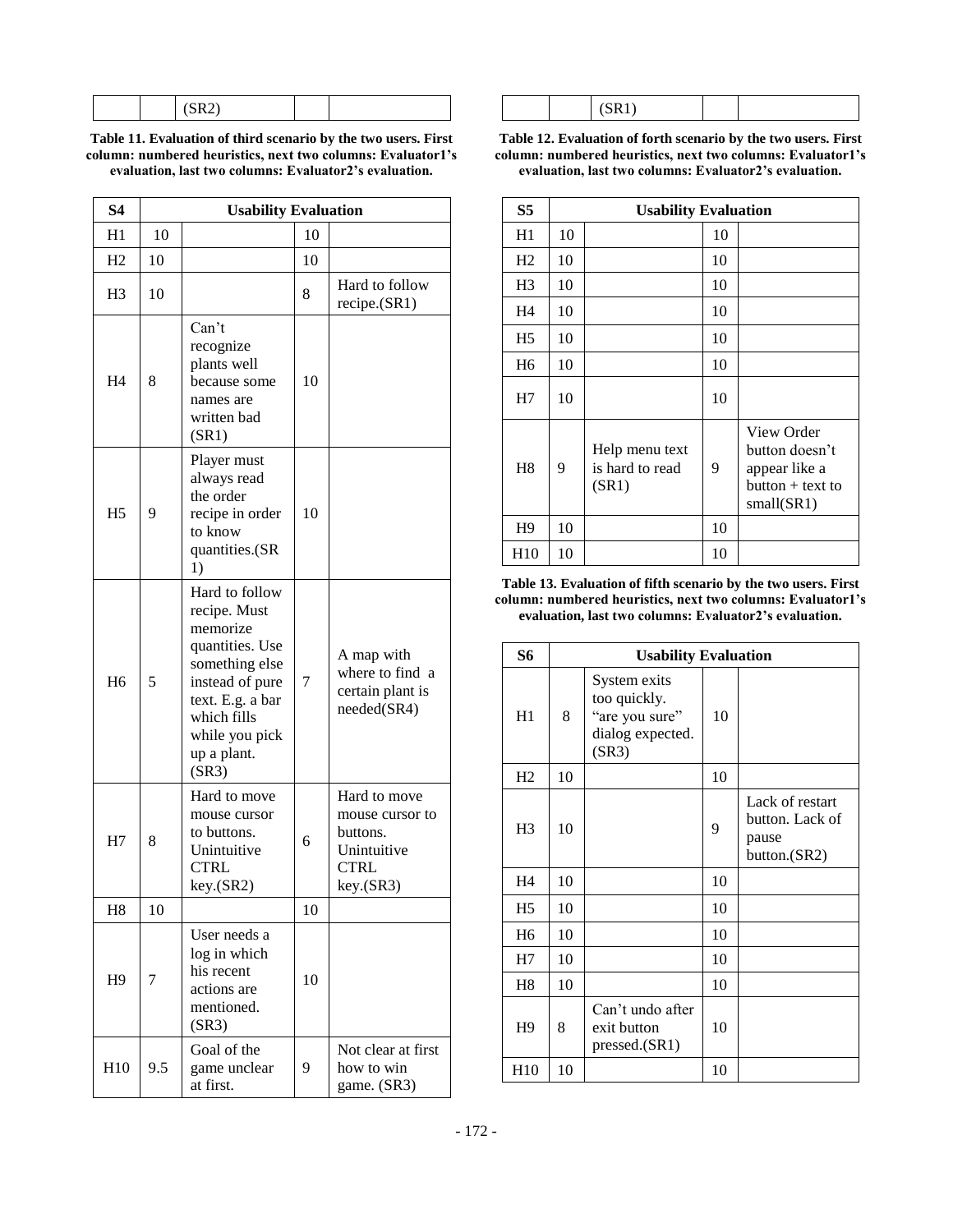| | | (SR2) | | |
|---|---|---|---|---|

**Table 11. Evaluation of third scenario by the two users. First column: numbered heuristics, next two columns: Evaluator1's evaluation, last two columns: Evaluator2's evaluation.**

| S4 | Usability Evaluation | | | |
|---|---|---|---|---|
| H1 | 10 | | 10 | |
| H2 | 10 | | 10 | |
| H3 | 10 | | 8 | Hard to follow recipe.(SR1) |
| H4 | 8 | Can't recognize plants well because some names are written bad (SR1) | 10 | |
| H5 | 9 | Player must always read the order recipe in order to know quantities.(SR 1) | 10 | |
| H6 | 5 | Hard to follow recipe. Must memorize quantities. Use something else instead of pure text. E.g. a bar which fills while you pick up a plant. (SR3) | 7 | A map with where to find a certain plant is needed(SR4) |
| H7 | 8 | Hard to move mouse cursor to buttons. Unintuitive CTRL key.(SR2) | 6 | Hard to move mouse cursor to buttons. Unintuitive CTRL key.(SR3) |
| H8 | 10 | | 10 | |
| H9 | 7 | User needs a log in which his recent actions are mentioned. (SR3) | 10 | |
| H10 | 9.5 | Goal of the game unclear at first. | 9 | Not clear at first how to win game. (SR3) |

| | | (SR1) | | |
|---|---|---|---|---|

**Table 12. Evaluation of forth scenario by the two users. First column: numbered heuristics, next two columns: Evaluator1's evaluation, last two columns: Evaluator2's evaluation.**

| S5 | Usability Evaluation | | | |
|---|---|---|---|---|
| H1 | 10 | | 10 | |
| H2 | 10 | | 10 | |
| H3 | 10 | | 10 | |
| H4 | 10 | | 10 | |
| H5 | 10 | | 10 | |
| H6 | 10 | | 10 | |
| H7 | 10 | | 10 | |
| H8 | 9 | Help menu text is hard to read (SR1) | 9 | View Order button doesn't appear like a button + text to small(SR1) |
| H9 | 10 | | 10 | |
| H10 | 10 | | 10 | |

**Table 13. Evaluation of fifth scenario by the two users. First column: numbered heuristics, next two columns: Evaluator1's evaluation, last two columns: Evaluator2's evaluation.**

| S6 | Usability Evaluation | | | |
|---|---|---|---|---|
| H1 | 8 | System exits too quickly. "are you sure" dialog expected. (SR3) | 10 | |
| H2 | 10 | | 10 | |
| H3 | 10 | | 9 | Lack of restart button. Lack of pause button.(SR2) |
| H4 | 10 | | 10 | |
| H5 | 10 | | 10 | |
| H6 | 10 | | 10 | |
| H7 | 10 | | 10 | |
| H8 | 10 | | 10 | |
| H9 | 8 | Can't undo after exit button pressed.(SR1) | 10 | |
| H10 | 10 | | 10 | |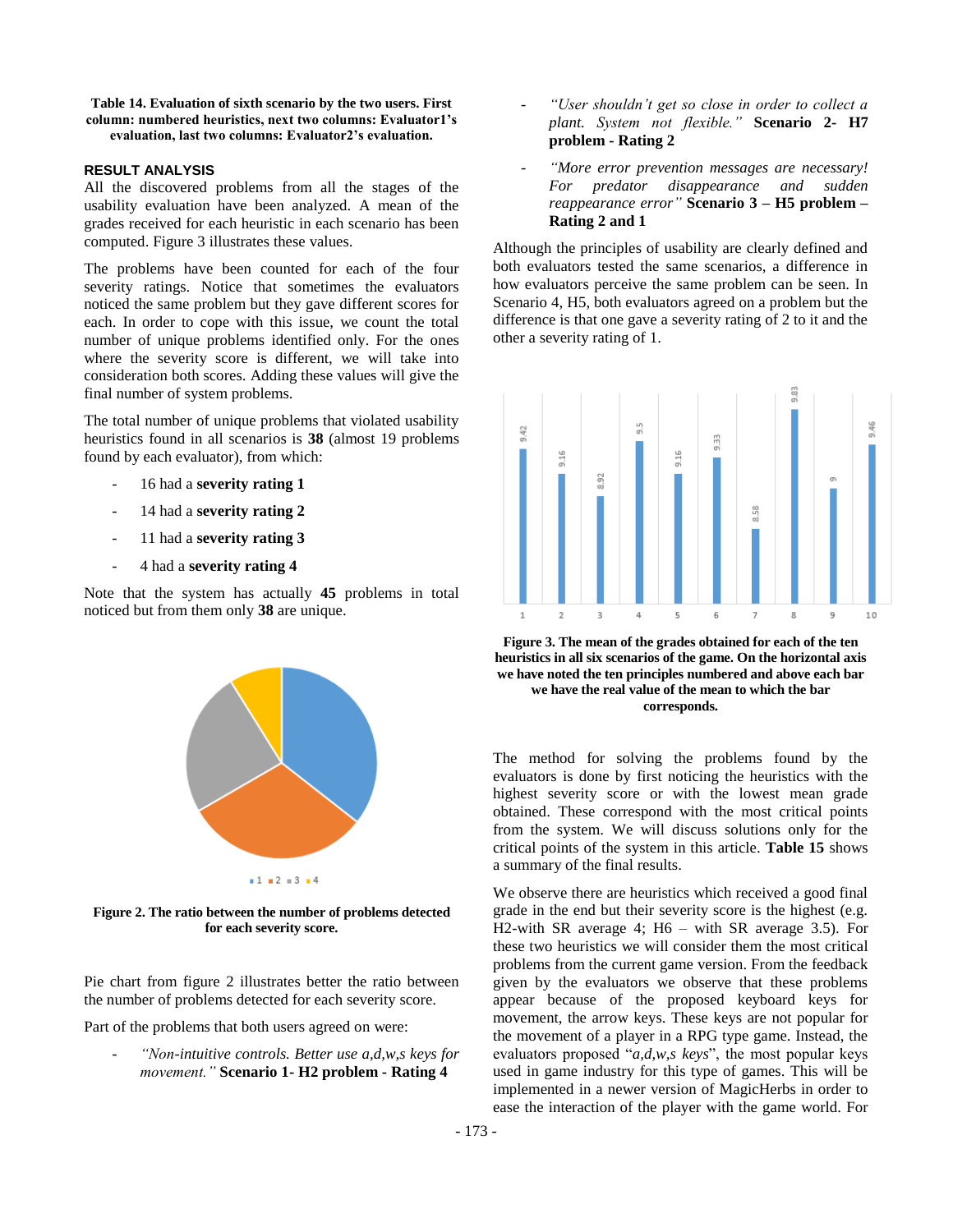**Table 14. Evaluation of sixth scenario by the two users. First column: numbered heuristics, next two columns: Evaluator1's evaluation, last two columns: Evaluator2's evaluation.**

### RESULT ANALYSIS

All the discovered problems from all the stages of the usability evaluation have been analyzed. A mean of the grades received for each heuristic in each scenario has been computed. Figure 3 illustrates these values.

The problems have been counted for each of the four severity ratings. Notice that sometimes the evaluators noticed the same problem but they gave different scores for each. In order to cope with this issue, we count the total number of unique problems identified only. For the ones where the severity score is different, we will take into consideration both scores. Adding these values will give the final number of system problems.

The total number of unique problems that violated usability heuristics found in all scenarios is **38** (almost 19 problems found by each evaluator), from which:

- 16 had a **severity rating 1**
- 14 had a **severity rating 2**
- 11 had a **severity rating 3**
- 4 had a **severity rating 4**

Note that the system has actually **45** problems in total noticed but from them only **38** are unique.

**Figure 2. The ratio between the number of problems detected for each severity score.**

Pie chart from figure 2 illustrates better the ratio between the number of problems detected for each severity score.

Part of the problems that both users agreed on were:

- *"Non-intuitive controls. Better use a,d,w,s keys for movement."* **Scenario 1- H2 problem - Rating 4**
- *"User shouldn't get so close in order to collect a plant. System not flexible."* **Scenario 2- H7 problem - Rating 2**
- *"More error prevention messages are necessary! For predator disappearance and sudden reappearance error"* **Scenario 3 – H5 problem – Rating 2 and 1**

Although the principles of usability are clearly defined and both evaluators tested the same scenarios, a difference in how evaluators perceive the same problem can be seen. In Scenario 4, H5, both evaluators agreed on a problem but the difference is that one gave a severity rating of 2 to it and the other a severity rating of 1.

**Figure 3. The mean of the grades obtained for each of the ten heuristics in all six scenarios of the game. On the horizontal axis we have noted the ten principles numbered and above each bar we have the real value of the mean to which the bar corresponds.**

The method for solving the problems found by the evaluators is done by first noticing the heuristics with the highest severity score or with the lowest mean grade obtained. These correspond with the most critical points from the system. We will discuss solutions only for the critical points of the system in this article. **Table 15** shows a summary of the final results.

We observe there are heuristics which received a good final grade in the end but their severity score is the highest (e.g. H2-with SR average 4; H6 – with SR average 3.5). For these two heuristics we will consider them the most critical problems from the current game version. From the feedback given by the evaluators we observe that these problems appear because of the proposed keyboard keys for movement, the arrow keys. These keys are not popular for the movement of a player in a RPG type game. Instead, the evaluators proposed "*a,d,w,s keys*", the most popular keys used in game industry for this type of games. This will be implemented in a newer version of MagicHerbs in order to ease the interaction of the player with the game world. For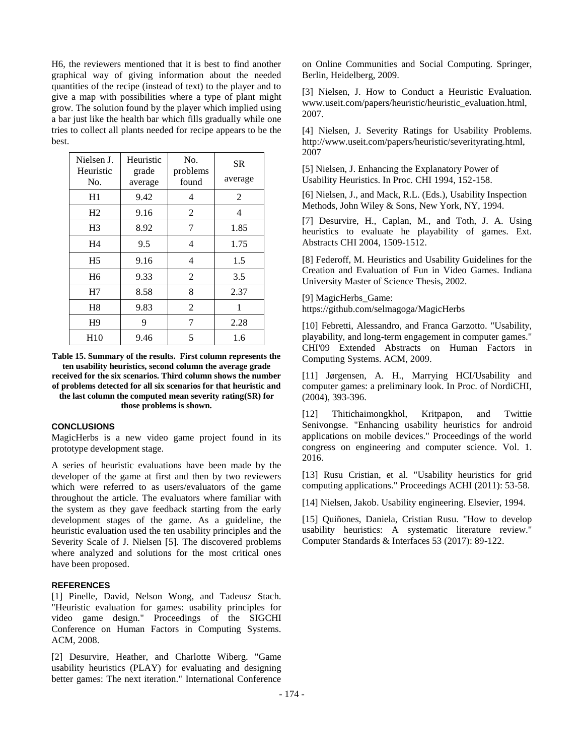H6, the reviewers mentioned that it is best to find another graphical way of giving information about the needed quantities of the recipe (instead of text) to the player and to give a map with possibilities where a type of plant might grow. The solution found by the player which implied using a bar just like the health bar which fills gradually while one tries to collect all plants needed for recipe appears to be the best.

| Nielsen J. Heuristic No. | Heuristic grade average | No. problems found | SR average |
|---|---|---|---|
| H1 | 9.42 | 4 | 2 |
| H2 | 9.16 | 2 | 4 |
| H3 | 8.92 | 7 | 1.85 |
| H4 | 9.5 | 4 | 1.75 |
| H5 | 9.16 | 4 | 1.5 |
| H6 | 9.33 | 2 | 3.5 |
| H7 | 8.58 | 8 | 2.37 |
| H8 | 9.83 | 2 | 1 |
| H9 | 9 | 7 | 2.28 |
| H10 | 9.46 | 5 | 1.6 |

**Table 15. Summary of the results. First column represents the ten usability heuristics, second column the average grade received for the six scenarios. Third column shows the number of problems detected for all six scenarios for that heuristic and the last column the computed mean severity rating(SR) for those problems is shown.**

## CONCLUSIONS

MagicHerbs is a new video game project found in its prototype development stage.

A series of heuristic evaluations have been made by the developer of the game at first and then by two reviewers which were referred to as users/evaluators of the game throughout the article. The evaluators where familiar with the system as they gave feedback starting from the early development stages of the game. As a guideline, the heuristic evaluation used the ten usability principles and the Severity Scale of J. Nielsen [5]. The discovered problems where analyzed and solutions for the most critical ones have been proposed.

## REFERENCES

[1] Pinelle, David, Nelson Wong, and Tadeusz Stach. "Heuristic evaluation for games: usability principles for video game design." Proceedings of the SIGCHI Conference on Human Factors in Computing Systems. ACM, 2008.

[2] Desurvire, Heather, and Charlotte Wiberg. "Game usability heuristics (PLAY) for evaluating and designing better games: The next iteration." International Conference on Online Communities and Social Computing. Springer, Berlin, Heidelberg, 2009.

[3] Nielsen, J. How to Conduct a Heuristic Evaluation. www.useit.com/papers/heuristic/heuristic_evaluation.html, 2007.

[4] Nielsen, J. Severity Ratings for Usability Problems. http://www.useit.com/papers/heuristic/severityrating.html, 2007

[5] Nielsen, J. Enhancing the Explanatory Power of Usability Heuristics. In Proc. CHI 1994, 152-158.

[6] Nielsen, J., and Mack, R.L. (Eds.), Usability Inspection Methods, John Wiley & Sons, New York, NY, 1994.

[7] Desurvire, H., Caplan, M., and Toth, J. A. Using heuristics to evaluate he playability of games. Ext. Abstracts CHI 2004, 1509-1512.

[8] Federoff, M. Heuristics and Usability Guidelines for the Creation and Evaluation of Fun in Video Games. Indiana University Master of Science Thesis, 2002.

[9] MagicHerbs_Game: https://github.com/selmagoga/MagicHerbs

[10] Febretti, Alessandro, and Franca Garzotto. "Usability, playability, and long-term engagement in computer games." CHI'09 Extended Abstracts on Human Factors in Computing Systems. ACM, 2009.

[11] Jørgensen, A. H., Marrying HCI/Usability and computer games: a preliminary look. In Proc. of NordiCHI, (2004), 393-396.

[12] Thitichaimongkhol, Kritpapon, and Twittie Senivongse. "Enhancing usability heuristics for android applications on mobile devices." Proceedings of the world congress on engineering and computer science. Vol. 1. 2016.

[13] Rusu Cristian, et al. "Usability heuristics for grid computing applications." Proceedings ACHI (2011): 53-58.

[14] Nielsen, Jakob. Usability engineering. Elsevier, 1994.

[15] Quiñones, Daniela, Cristian Rusu. "How to develop usability heuristics: A systematic literature review." Computer Standards & Interfaces 53 (2017): 89-122.